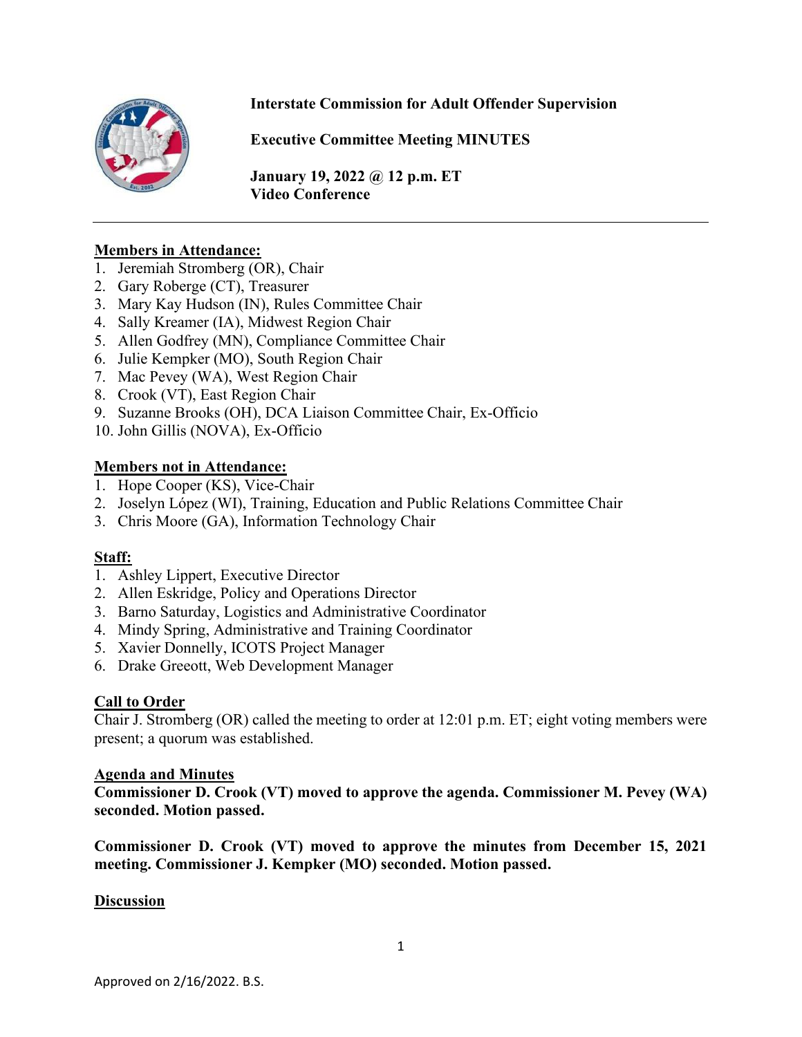**Interstate Commission for Adult Offender Supervision**

**Executive Committee Meeting MINUTES**

**January 19, 2022 @ 12 p.m. ET**
**Video Conference**

---

**Members in Attendance:**

1. Jeremiah Stromberg (OR), Chair
2. Gary Roberge (CT), Treasurer
3. Mary Kay Hudson (IN), Rules Committee Chair
4. Sally Kreamer (IA), Midwest Region Chair
5. Allen Godfrey (MN), Compliance Committee Chair
6. Julie Kempker (MO), South Region Chair
7. Mac Pevey (WA), West Region Chair
8. Crook (VT), East Region Chair
9. Suzanne Brooks (OH), DCA Liaison Committee Chair, Ex-Officio
10. John Gillis (NOVA), Ex-Officio

**Members not in Attendance:**

1. Hope Cooper (KS), Vice-Chair
2. Joselyn López (WI), Training, Education and Public Relations Committee Chair
3. Chris Moore (GA), Information Technology Chair

**Staff:**

1. Ashley Lippert, Executive Director
2. Allen Eskridge, Policy and Operations Director
3. Barno Saturday, Logistics and Administrative Coordinator
4. Mindy Spring, Administrative and Training Coordinator
5. Xavier Donnelly, ICOTS Project Manager
6. Drake Greeott, Web Development Manager

**Call to Order**

Chair J. Stromberg (OR) called the meeting to order at 12:01 p.m. ET; eight voting members were present; a quorum was established.

**Agenda and Minutes**

**Commissioner D. Crook (VT) moved to approve the agenda. Commissioner M. Pevey (WA) seconded. Motion passed.**

**Commissioner D. Crook (VT) moved to approve the minutes from December 15, 2021 meeting. Commissioner J. Kempker (MO) seconded. Motion passed.**

**Discussion**

Approved on 2/16/2022. B.S.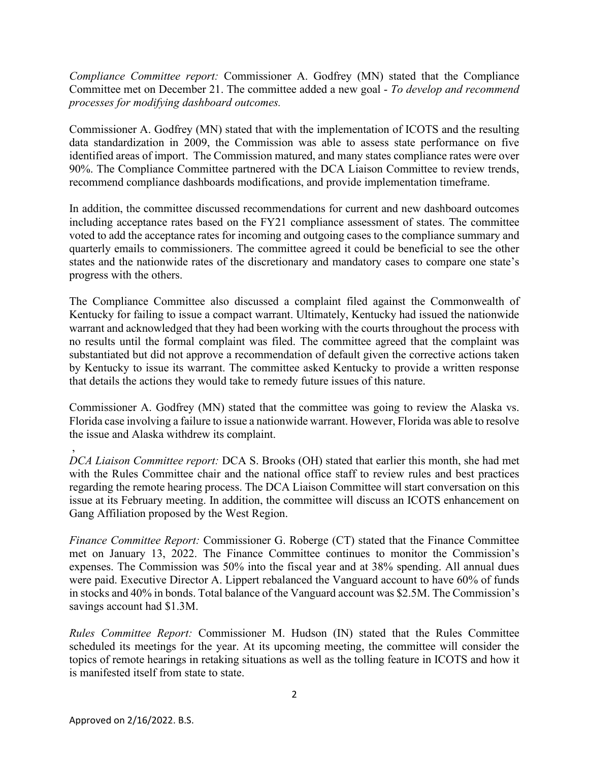*Compliance Committee report:* Commissioner A. Godfrey (MN) stated that the Compliance Committee met on December 21. The committee added a new goal - *To develop and recommend processes for modifying dashboard outcomes.*

Commissioner A. Godfrey (MN) stated that with the implementation of ICOTS and the resulting data standardization in 2009, the Commission was able to assess state performance on five identified areas of import. The Commission matured, and many states compliance rates were over 90%. The Compliance Committee partnered with the DCA Liaison Committee to review trends, recommend compliance dashboards modifications, and provide implementation timeframe.

In addition, the committee discussed recommendations for current and new dashboard outcomes including acceptance rates based on the FY21 compliance assessment of states. The committee voted to add the acceptance rates for incoming and outgoing cases to the compliance summary and quarterly emails to commissioners. The committee agreed it could be beneficial to see the other states and the nationwide rates of the discretionary and mandatory cases to compare one state's progress with the others.

The Compliance Committee also discussed a complaint filed against the Commonwealth of Kentucky for failing to issue a compact warrant. Ultimately, Kentucky had issued the nationwide warrant and acknowledged that they had been working with the courts throughout the process with no results until the formal complaint was filed. The committee agreed that the complaint was substantiated but did not approve a recommendation of default given the corrective actions taken by Kentucky to issue its warrant. The committee asked Kentucky to provide a written response that details the actions they would take to remedy future issues of this nature.

Commissioner A. Godfrey (MN) stated that the committee was going to review the Alaska vs. Florida case involving a failure to issue a nationwide warrant. However, Florida was able to resolve the issue and Alaska withdrew its complaint.

,

*DCA Liaison Committee report:* DCA S. Brooks (OH) stated that earlier this month, she had met with the Rules Committee chair and the national office staff to review rules and best practices regarding the remote hearing process. The DCA Liaison Committee will start conversation on this issue at its February meeting. In addition, the committee will discuss an ICOTS enhancement on Gang Affiliation proposed by the West Region.

*Finance Committee Report:* Commissioner G. Roberge (CT) stated that the Finance Committee met on January 13, 2022. The Finance Committee continues to monitor the Commission's expenses. The Commission was 50% into the fiscal year and at 38% spending. All annual dues were paid. Executive Director A. Lippert rebalanced the Vanguard account to have 60% of funds in stocks and 40% in bonds. Total balance of the Vanguard account was $2.5M. The Commission's savings account had $1.3M.

*Rules Committee Report:* Commissioner M. Hudson (IN) stated that the Rules Committee scheduled its meetings for the year. At its upcoming meeting, the committee will consider the topics of remote hearings in retaking situations as well as the tolling feature in ICOTS and how it is manifested itself from state to state.

Approved on 2/16/2022. B.S.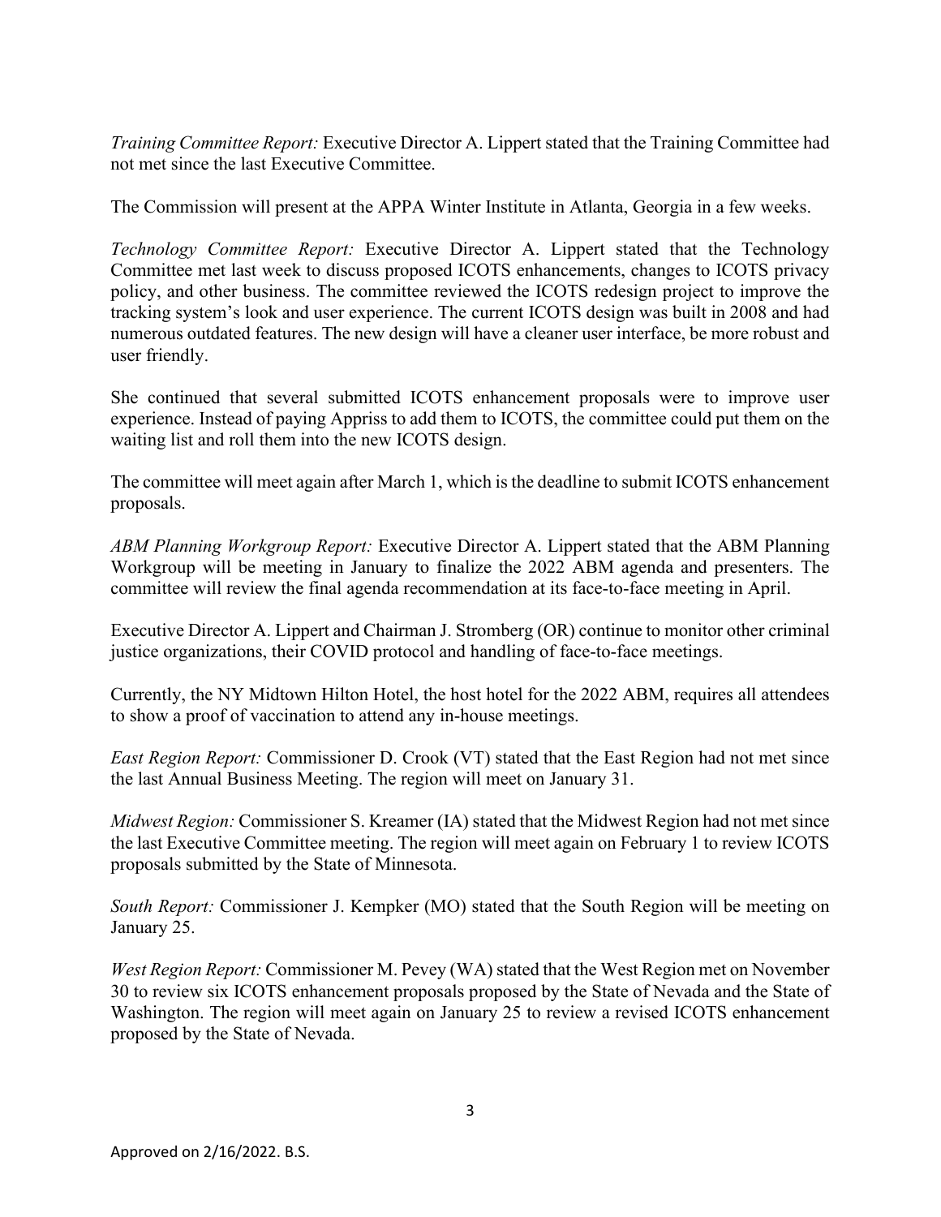*Training Committee Report:* Executive Director A. Lippert stated that the Training Committee had not met since the last Executive Committee.

The Commission will present at the APPA Winter Institute in Atlanta, Georgia in a few weeks.

*Technology Committee Report:* Executive Director A. Lippert stated that the Technology Committee met last week to discuss proposed ICOTS enhancements, changes to ICOTS privacy policy, and other business. The committee reviewed the ICOTS redesign project to improve the tracking system's look and user experience. The current ICOTS design was built in 2008 and had numerous outdated features. The new design will have a cleaner user interface, be more robust and user friendly.

She continued that several submitted ICOTS enhancement proposals were to improve user experience. Instead of paying Appriss to add them to ICOTS, the committee could put them on the waiting list and roll them into the new ICOTS design.

The committee will meet again after March 1, which is the deadline to submit ICOTS enhancement proposals.

*ABM Planning Workgroup Report:* Executive Director A. Lippert stated that the ABM Planning Workgroup will be meeting in January to finalize the 2022 ABM agenda and presenters. The committee will review the final agenda recommendation at its face-to-face meeting in April.

Executive Director A. Lippert and Chairman J. Stromberg (OR) continue to monitor other criminal justice organizations, their COVID protocol and handling of face-to-face meetings.

Currently, the NY Midtown Hilton Hotel, the host hotel for the 2022 ABM, requires all attendees to show a proof of vaccination to attend any in-house meetings.

*East Region Report:* Commissioner D. Crook (VT) stated that the East Region had not met since the last Annual Business Meeting. The region will meet on January 31.

*Midwest Region:* Commissioner S. Kreamer (IA) stated that the Midwest Region had not met since the last Executive Committee meeting. The region will meet again on February 1 to review ICOTS proposals submitted by the State of Minnesota.

*South Report:* Commissioner J. Kempker (MO) stated that the South Region will be meeting on January 25.

*West Region Report:* Commissioner M. Pevey (WA) stated that the West Region met on November 30 to review six ICOTS enhancement proposals proposed by the State of Nevada and the State of Washington. The region will meet again on January 25 to review a revised ICOTS enhancement proposed by the State of Nevada.

Approved on 2/16/2022. B.S.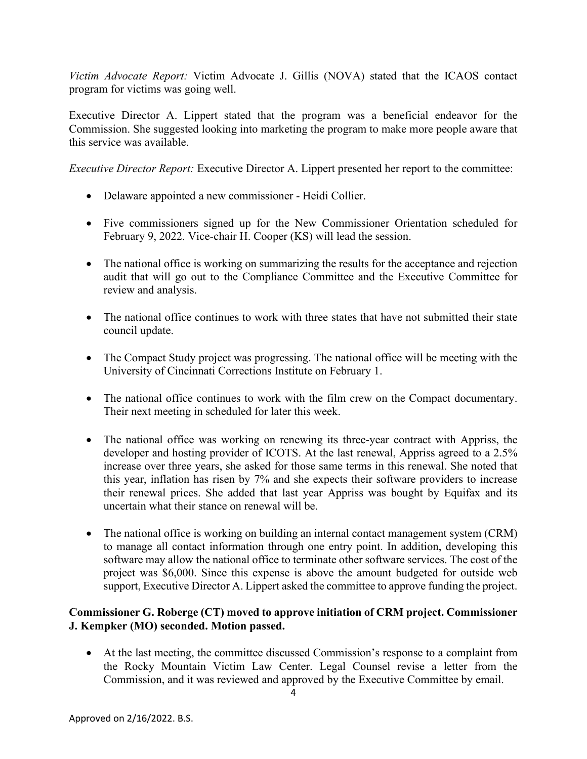*Victim Advocate Report:* Victim Advocate J. Gillis (NOVA) stated that the ICAOS contact program for victims was going well.

Executive Director A. Lippert stated that the program was a beneficial endeavor for the Commission. She suggested looking into marketing the program to make more people aware that this service was available.

*Executive Director Report:* Executive Director A. Lippert presented her report to the committee:

- Delaware appointed a new commissioner - Heidi Collier.
- Five commissioners signed up for the New Commissioner Orientation scheduled for February 9, 2022. Vice-chair H. Cooper (KS) will lead the session.
- The national office is working on summarizing the results for the acceptance and rejection audit that will go out to the Compliance Committee and the Executive Committee for review and analysis.
- The national office continues to work with three states that have not submitted their state council update.
- The Compact Study project was progressing. The national office will be meeting with the University of Cincinnati Corrections Institute on February 1.
- The national office continues to work with the film crew on the Compact documentary. Their next meeting in scheduled for later this week.
- The national office was working on renewing its three-year contract with Appriss, the developer and hosting provider of ICOTS. At the last renewal, Appriss agreed to a 2.5% increase over three years, she asked for those same terms in this renewal. She noted that this year, inflation has risen by 7% and she expects their software providers to increase their renewal prices. She added that last year Appriss was bought by Equifax and its uncertain what their stance on renewal will be.
- The national office is working on building an internal contact management system (CRM) to manage all contact information through one entry point. In addition, developing this software may allow the national office to terminate other software services. The cost of the project was $6,000. Since this expense is above the amount budgeted for outside web support, Executive Director A. Lippert asked the committee to approve funding the project.

**Commissioner G. Roberge (CT) moved to approve initiation of CRM project. Commissioner J. Kempker (MO) seconded. Motion passed.**

- At the last meeting, the committee discussed Commission's response to a complaint from the Rocky Mountain Victim Law Center. Legal Counsel revise a letter from the Commission, and it was reviewed and approved by the Executive Committee by email.

Approved on 2/16/2022. B.S.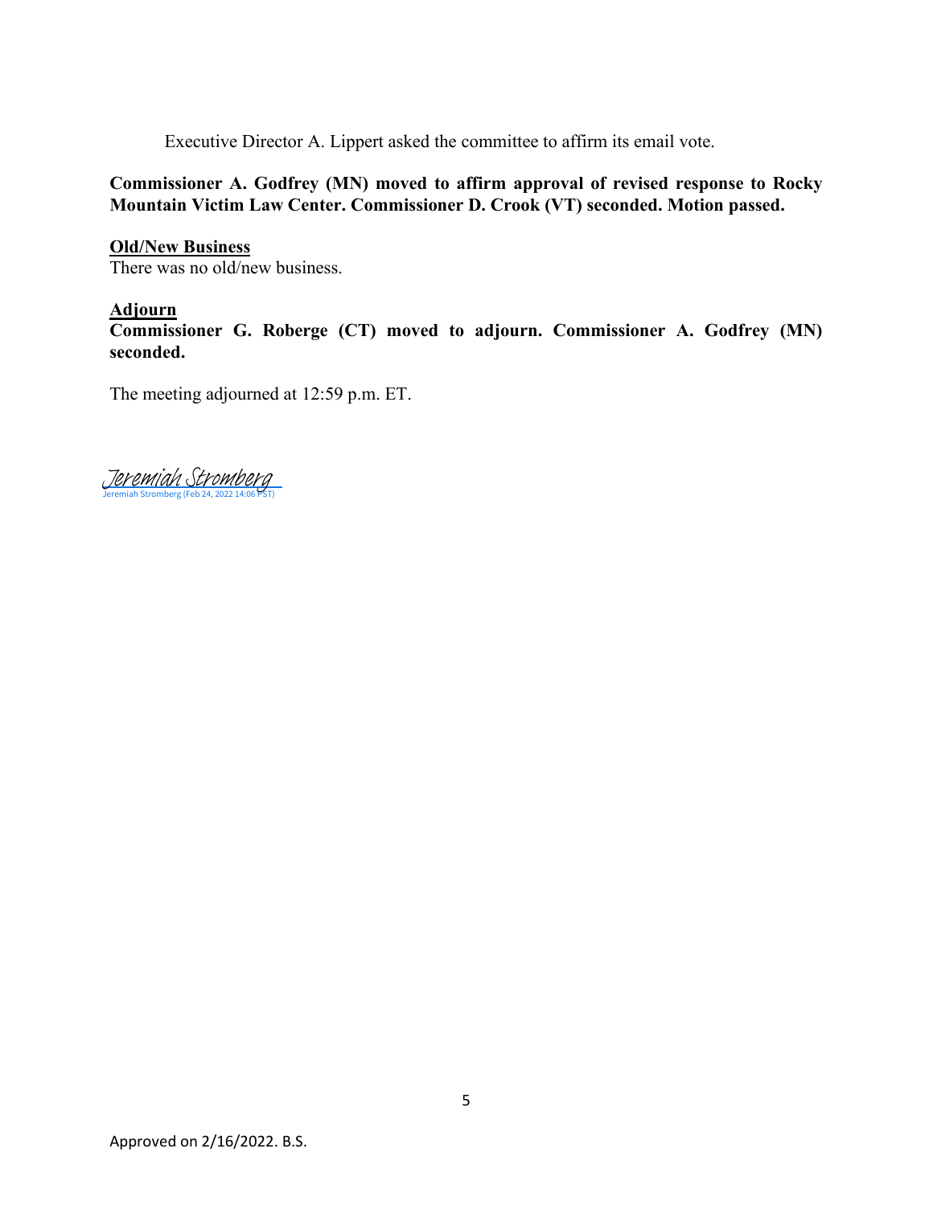Executive Director A. Lippert asked the committee to affirm its email vote.

**Commissioner A. Godfrey (MN) moved to affirm approval of revised response to Rocky Mountain Victim Law Center. Commissioner D. Crook (VT) seconded. Motion passed.**

**Old/New Business**

There was no old/new business.

**Adjourn**

**Commissioner G. Roberge (CT) moved to adjourn. Commissioner A. Godfrey (MN) seconded.**

The meeting adjourned at 12:59 p.m. ET.

Jeremiah Stromberg
Jeremiah Stromberg (Feb 24, 2022 14:06 PST)

Approved on 2/16/2022. B.S.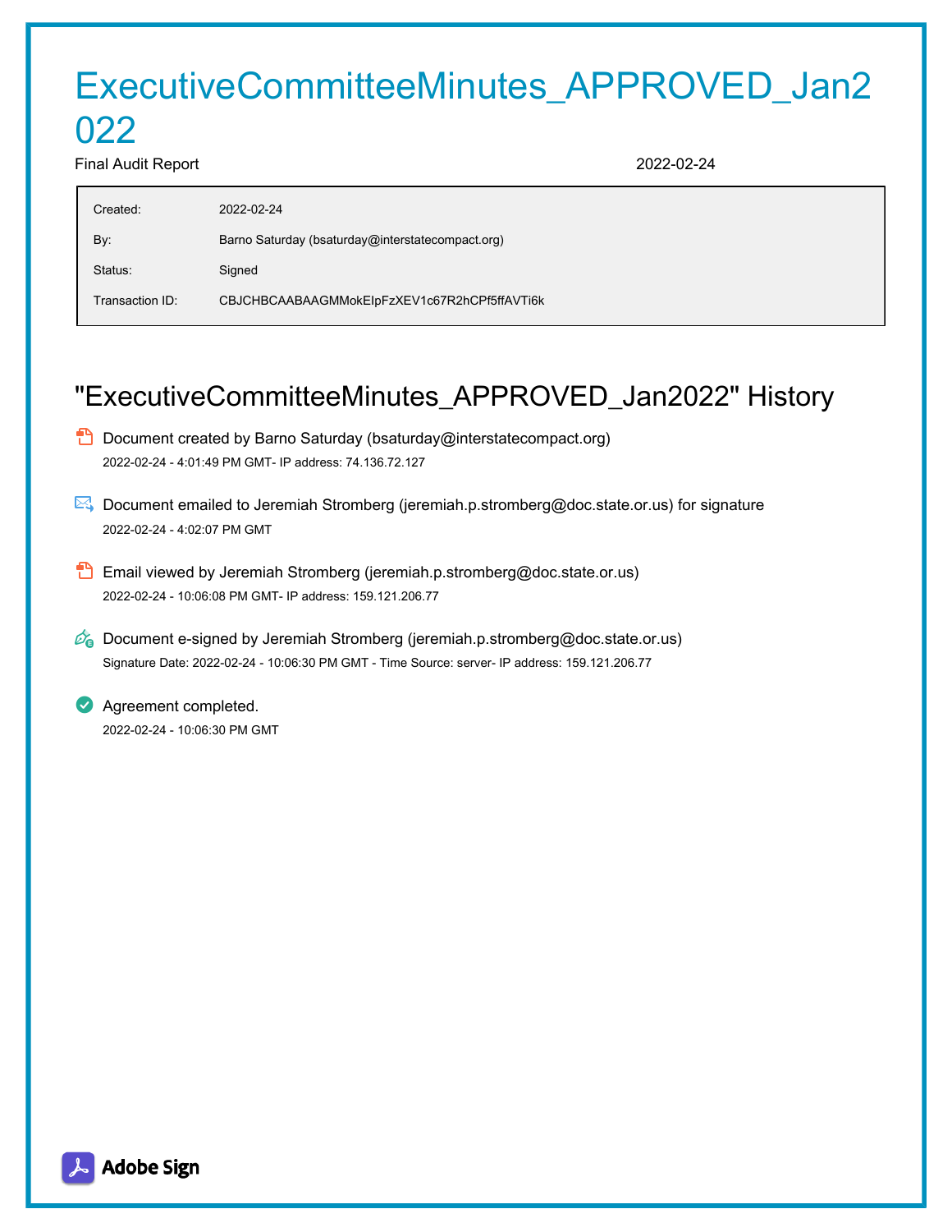# ExecutiveCommitteeMinutes_APPROVED_Jan2022

Final Audit Report 2022-02-24

| | |
|---|---|
| Created: | 2022-02-24 |
| By: | Barno Saturday (bsaturday@interstatecompact.org) |
| Status: | Signed |
| Transaction ID: | CBJCHBCAABAAGMMokEIpFzXEV1c67R2hCPf5ffAVTi6k |

## "ExecutiveCommitteeMinutes_APPROVED_Jan2022" History

- Document created by Barno Saturday (bsaturday@interstatecompact.org)
  2022-02-24 - 4:01:49 PM GMT- IP address: 74.136.72.127

- Document emailed to Jeremiah Stromberg (jeremiah.p.stromberg@doc.state.or.us) for signature
  2022-02-24 - 4:02:07 PM GMT

- Email viewed by Jeremiah Stromberg (jeremiah.p.stromberg@doc.state.or.us)
  2022-02-24 - 10:06:08 PM GMT- IP address: 159.121.206.77

- Document e-signed by Jeremiah Stromberg (jeremiah.p.stromberg@doc.state.or.us)
  Signature Date: 2022-02-24 - 10:06:30 PM GMT - Time Source: server- IP address: 159.121.206.77

- Agreement completed.
  2022-02-24 - 10:06:30 PM GMT

Adobe Sign